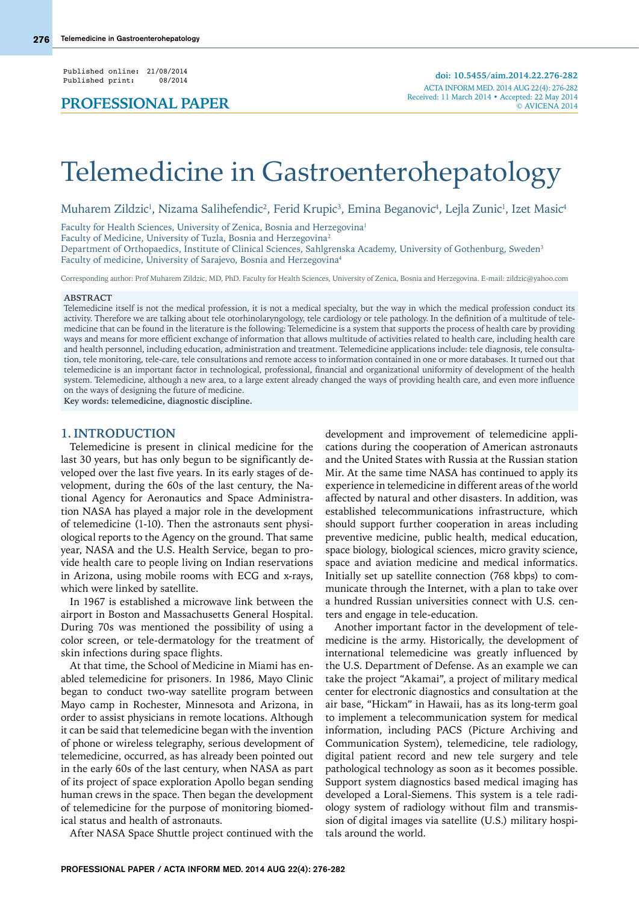Published online: 21/08/2014
Published print: 08/2014

**PROFESSIONAL PAPER**

doi: 10.5455/aim.2014.22.276-282
ACTA INFORM MED. 2014 AUG 22(4): 276-282
Received: 11 March 2014 • Accepted: 22 May 2014
© AVICENA 2014

# Telemedicine in Gastroenterohepatology

Muharem Zildzic[1], Nizama Salihefendic[2], Ferid Krupic[3], Emina Beganovic[4], Lejla Zunic[1], Izet Masic[4]

Faculty for Health Sciences, University of Zenica, Bosnia and Herzegovina[1]
Faculty of Medicine, University of Tuzla, Bosnia and Herzegovina[2]
Department of Orthopaedics, Institute of Clinical Sciences, Sahlgrenska Academy, University of Gothenburg, Sweden[3]
Faculty of medicine, University of Sarajevo, Bosnia and Herzegovina[4]

Corresponding author: Prof Muharem Zildzic, MD, PhD. Faculty for Health Sciences, University of Zenica, Bosnia and Herzegovina. E-mail: zildzic@yahoo.com

**ABSTRACT**

Telemedicine itself is not the medical profession, it is not a medical specialty, but the way in which the medical profession conduct its activity. Therefore we are talking about tele otorhinolaryngology, tele cardiology or tele pathology. In the definition of a multitude of telemedicine that can be found in the literature is the following: Telemedicine is a system that supports the process of health care by providing ways and means for more efficient exchange of information that allows multitude of activities related to health care, including health care and health personnel, including education, administration and treatment. Telemedicine applications include: tele diagnosis, tele consultation, tele monitoring, tele-care, tele consultations and remote access to information contained in one or more databases. It turned out that telemedicine is an important factor in technological, professional, financial and organizational uniformity of development of the health system. Telemedicine, although a new area, to a large extent already changed the ways of providing health care, and even more influence on the ways of designing the future of medicine.

**Key words: telemedicine, diagnostic discipline.**

## 1. INTRODUCTION

Telemedicine is present in clinical medicine for the last 30 years, but has only begun to be significantly developed over the last five years. In its early stages of development, during the 60s of the last century, the National Agency for Aeronautics and Space Administration NASA has played a major role in the development of telemedicine (1-10). Then the astronauts sent physiological reports to the Agency on the ground. That same year, NASA and the U.S. Health Service, began to provide health care to people living on Indian reservations in Arizona, using mobile rooms with ECG and x-rays, which were linked by satellite.

In 1967 is established a microwave link between the airport in Boston and Massachusetts General Hospital. During 70s was mentioned the possibility of using a color screen, or tele-dermatology for the treatment of skin infections during space flights.

At that time, the School of Medicine in Miami has enabled telemedicine for prisoners. In 1986, Mayo Clinic began to conduct two-way satellite program between Mayo camp in Rochester, Minnesota and Arizona, in order to assist physicians in remote locations. Although it can be said that telemedicine began with the invention of phone or wireless telegraphy, serious development of telemedicine, occurred, as has already been pointed out in the early 60s of the last century, when NASA as part of its project of space exploration Apollo began sending human crews in the space. Then began the development of telemedicine for the purpose of monitoring biomedical status and health of astronauts.

After NASA Space Shuttle project continued with the development and improvement of telemedicine applications during the cooperation of American astronauts and the United States with Russia at the Russian station Mir. At the same time NASA has continued to apply its experience in telemedicine in different areas of the world affected by natural and other disasters. In addition, was established telecommunications infrastructure, which should support further cooperation in areas including preventive medicine, public health, medical education, space biology, biological sciences, micro gravity science, space and aviation medicine and medical informatics. Initially set up satellite connection (768 kbps) to communicate through the Internet, with a plan to take over a hundred Russian universities connect with U.S. centers and engage in tele-education.

Another important factor in the development of telemedicine is the army. Historically, the development of international telemedicine was greatly influenced by the U.S. Department of Defense. As an example we can take the project "Akamai", a project of military medical center for electronic diagnostics and consultation at the air base, "Hickam" in Hawaii, has as its long-term goal to implement a telecommunication system for medical information, including PACS (Picture Archiving and Communication System), telemedicine, tele radiology, digital patient record and new tele surgery and tele pathological technology as soon as it becomes possible. Support system diagnostics based medical imaging has developed a Loral-Siemens. This system is a tele radiology system of radiology without film and transmission of digital images via satellite (U.S.) military hospitals around the world.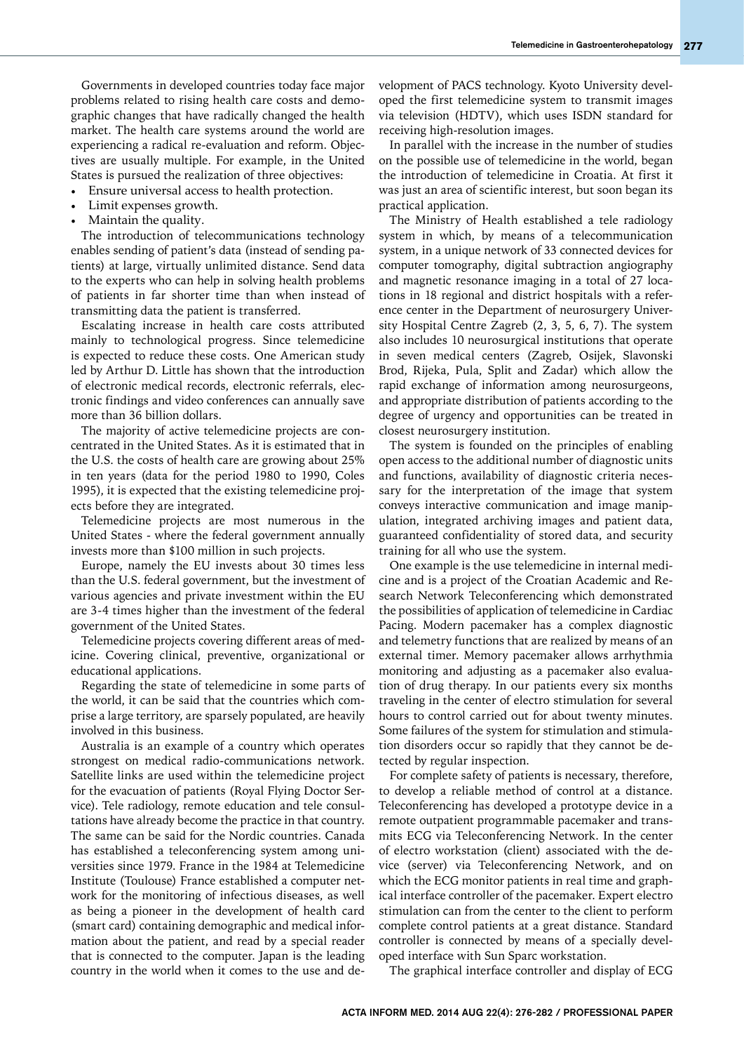Governments in developed countries today face major problems related to rising health care costs and demographic changes that have radically changed the health market. The health care systems around the world are experiencing a radical re-evaluation and reform. Objectives are usually multiple. For example, in the United States is pursued the realization of three objectives:

- Ensure universal access to health protection.
- Limit expenses growth.
- Maintain the quality.

The introduction of telecommunications technology enables sending of patient's data (instead of sending patients) at large, virtually unlimited distance. Send data to the experts who can help in solving health problems of patients in far shorter time than when instead of transmitting data the patient is transferred.

Escalating increase in health care costs attributed mainly to technological progress. Since telemedicine is expected to reduce these costs. One American study led by Arthur D. Little has shown that the introduction of electronic medical records, electronic referrals, electronic findings and video conferences can annually save more than 36 billion dollars.

The majority of active telemedicine projects are concentrated in the United States. As it is estimated that in the U.S. the costs of health care are growing about 25% in ten years (data for the period 1980 to 1990, Coles 1995), it is expected that the existing telemedicine projects before they are integrated.

Telemedicine projects are most numerous in the United States - where the federal government annually invests more than $100 million in such projects.

Europe, namely the EU invests about 30 times less than the U.S. federal government, but the investment of various agencies and private investment within the EU are 3-4 times higher than the investment of the federal government of the United States.

Telemedicine projects covering different areas of medicine. Covering clinical, preventive, organizational or educational applications.

Regarding the state of telemedicine in some parts of the world, it can be said that the countries which comprise a large territory, are sparsely populated, are heavily involved in this business.

Australia is an example of a country which operates strongest on medical radio-communications network. Satellite links are used within the telemedicine project for the evacuation of patients (Royal Flying Doctor Service). Tele radiology, remote education and tele consultations have already become the practice in that country. The same can be said for the Nordic countries. Canada has established a teleconferencing system among universities since 1979. France in the 1984 at Telemedicine Institute (Toulouse) France established a computer network for the monitoring of infectious diseases, as well as being a pioneer in the development of health card (smart card) containing demographic and medical information about the patient, and read by a special reader that is connected to the computer. Japan is the leading country in the world when it comes to the use and development of PACS technology. Kyoto University developed the first telemedicine system to transmit images via television (HDTV), which uses ISDN standard for receiving high-resolution images.

In parallel with the increase in the number of studies on the possible use of telemedicine in the world, began the introduction of telemedicine in Croatia. At first it was just an area of scientific interest, but soon began its practical application.

The Ministry of Health established a tele radiology system in which, by means of a telecommunication system, in a unique network of 33 connected devices for computer tomography, digital subtraction angiography and magnetic resonance imaging in a total of 27 locations in 18 regional and district hospitals with a reference center in the Department of neurosurgery University Hospital Centre Zagreb (2, 3, 5, 6, 7). The system also includes 10 neurosurgical institutions that operate in seven medical centers (Zagreb, Osijek, Slavonski Brod, Rijeka, Pula, Split and Zadar) which allow the rapid exchange of information among neurosurgeons, and appropriate distribution of patients according to the degree of urgency and opportunities can be treated in closest neurosurgery institution.

The system is founded on the principles of enabling open access to the additional number of diagnostic units and functions, availability of diagnostic criteria necessary for the interpretation of the image that system conveys interactive communication and image manipulation, integrated archiving images and patient data, guaranteed confidentiality of stored data, and security training for all who use the system.

One example is the use telemedicine in internal medicine and is a project of the Croatian Academic and Research Network Teleconferencing which demonstrated the possibilities of application of telemedicine in Cardiac Pacing. Modern pacemaker has a complex diagnostic and telemetry functions that are realized by means of an external timer. Memory pacemaker allows arrhythmia monitoring and adjusting as a pacemaker also evaluation of drug therapy. In our patients every six months traveling in the center of electro stimulation for several hours to control carried out for about twenty minutes. Some failures of the system for stimulation and stimulation disorders occur so rapidly that they cannot be detected by regular inspection.

For complete safety of patients is necessary, therefore, to develop a reliable method of control at a distance. Teleconferencing has developed a prototype device in a remote outpatient programmable pacemaker and transmits ECG via Teleconferencing Network. In the center of electro workstation (client) associated with the device (server) via Teleconferencing Network, and on which the ECG monitor patients in real time and graphical interface controller of the pacemaker. Expert electro stimulation can from the center to the client to perform complete control patients at a great distance. Standard controller is connected by means of a specially developed interface with Sun Sparc workstation.

The graphical interface controller and display of ECG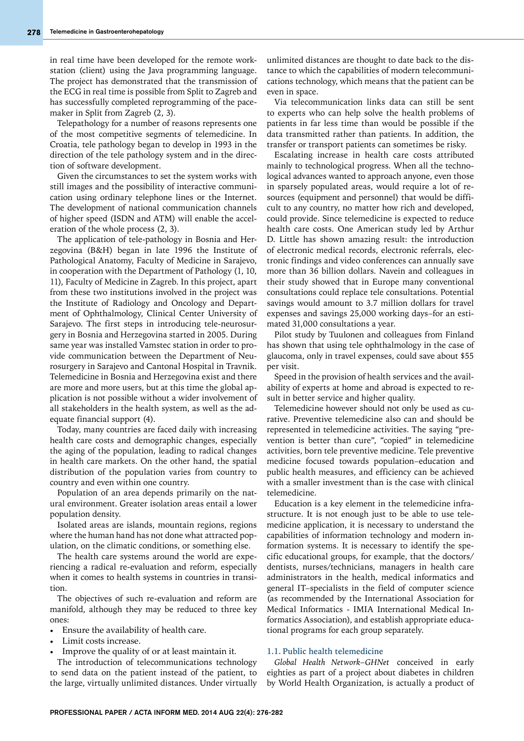in real time have been developed for the remote workstation (client) using the Java programming language. The project has demonstrated that the transmission of the ECG in real time is possible from Split to Zagreb and has successfully completed reprogramming of the pacemaker in Split from Zagreb (2, 3).

Telepathology for a number of reasons represents one of the most competitive segments of telemedicine. In Croatia, tele pathology began to develop in 1993 in the direction of the tele pathology system and in the direction of software development.

Given the circumstances to set the system works with still images and the possibility of interactive communication using ordinary telephone lines or the Internet. The development of national communication channels of higher speed (ISDN and ATM) will enable the acceleration of the whole process (2, 3).

The application of tele-pathology in Bosnia and Herzegovina (B&H) began in late 1996 the Institute of Pathological Anatomy, Faculty of Medicine in Sarajevo, in cooperation with the Department of Pathology (1, 10, 11), Faculty of Medicine in Zagreb. In this project, apart from these two institutions involved in the project was the Institute of Radiology and Oncology and Department of Ophthalmology, Clinical Center University of Sarajevo. The first steps in introducing tele-neurosurgery in Bosnia and Herzegovina started in 2005. During same year was installed Vamstec station in order to provide communication between the Department of Neurosurgery in Sarajevo and Cantonal Hospital in Travnik. Telemedicine in Bosnia and Herzegovina exist and there are more and more users, but at this time the global application is not possible without a wider involvement of all stakeholders in the health system, as well as the adequate financial support (4).

Today, many countries are faced daily with increasing health care costs and demographic changes, especially the aging of the population, leading to radical changes in health care markets. On the other hand, the spatial distribution of the population varies from country to country and even within one country.

Population of an area depends primarily on the natural environment. Greater isolation areas entail a lower population density.

Isolated areas are islands, mountain regions, regions where the human hand has not done what attracted population, on the climatic conditions, or something else.

The health care systems around the world are experiencing a radical re-evaluation and reform, especially when it comes to health systems in countries in transition.

The objectives of such re-evaluation and reform are manifold, although they may be reduced to three key ones:

- Ensure the availability of health care.
- Limit costs increase.
- Improve the quality of or at least maintain it.

The introduction of telecommunications technology to send data on the patient instead of the patient, to the large, virtually unlimited distances. Under virtually unlimited distances are thought to date back to the distance to which the capabilities of modern telecommunications technology, which means that the patient can be even in space.

Via telecommunication links data can still be sent to experts who can help solve the health problems of patients in far less time than would be possible if the data transmitted rather than patients. In addition, the transfer or transport patients can sometimes be risky.

Escalating increase in health care costs attributed mainly to technological progress. When all the technological advances wanted to approach anyone, even those in sparsely populated areas, would require a lot of resources (equipment and personnel) that would be difficult to any country, no matter how rich and developed, could provide. Since telemedicine is expected to reduce health care costs. One American study led by Arthur D. Little has shown amazing result: the introduction of electronic medical records, electronic referrals, electronic findings and video conferences can annually save more than 36 billion dollars. Navein and colleagues in their study showed that in Europe many conventional consultations could replace tele consultations. Potential savings would amount to 3.7 million dollars for travel expenses and savings 25,000 working days–for an estimated 31,000 consultations a year.

Pilot study by Tuulonen and colleagues from Finland has shown that using tele ophthalmology in the case of glaucoma, only in travel expenses, could save about $55 per visit.

Speed in the provision of health services and the availability of experts at home and abroad is expected to result in better service and higher quality.

Telemedicine however should not only be used as curative. Preventive telemedicine also can and should be represented in telemedicine activities. The saying "prevention is better than cure", "copied" in telemedicine activities, born tele preventive medicine. Tele preventive medicine focused towards population–education and public health measures, and efficiency can be achieved with a smaller investment than is the case with clinical telemedicine.

Education is a key element in the telemedicine infrastructure. It is not enough just to be able to use telemedicine application, it is necessary to understand the capabilities of information technology and modern information systems. It is necessary to identify the specific educational groups, for example, that the doctors/dentists, nurses/technicians, managers in health care administrators in the health, medical informatics and general IT–specialists in the field of computer science (as recommended by the International Association for Medical Informatics - IMIA International Medical Informatics Association), and establish appropriate educational programs for each group separately.

### 1.1. Public health telemedicine

*Global Health Network–GHNet* conceived in early eighties as part of a project about diabetes in children by World Health Organization, is actually a product of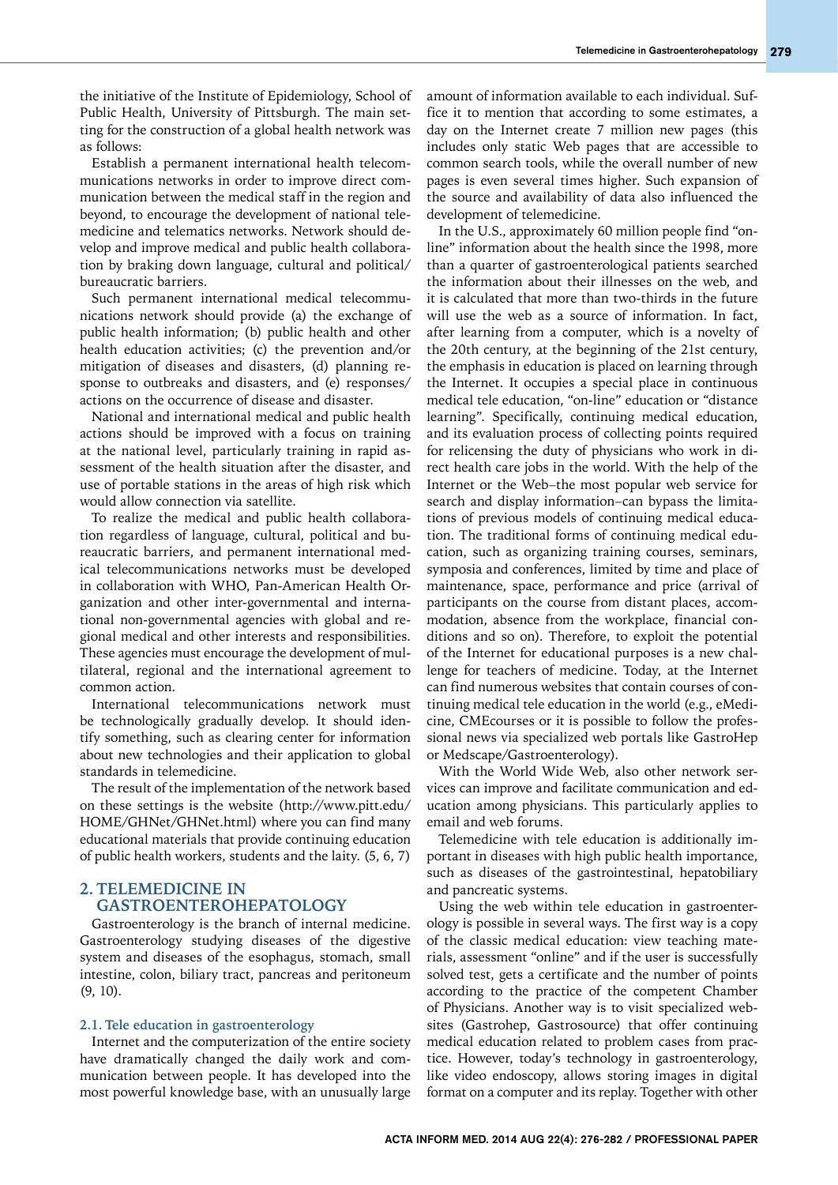the initiative of the Institute of Epidemiology, School of Public Health, University of Pittsburgh. The main setting for the construction of a global health network was as follows:

Establish a permanent international health telecommunications networks in order to improve direct communication between the medical staff in the region and beyond, to encourage the development of national telemedicine and telematics networks. Network should develop and improve medical and public health collaboration by braking down language, cultural and political/bureaucratic barriers.

Such permanent international medical telecommunications network should provide (a) the exchange of public health information; (b) public health and other health education activities; (c) the prevention and/or mitigation of diseases and disasters, (d) planning response to outbreaks and disasters, and (e) responses/actions on the occurrence of disease and disaster.

National and international medical and public health actions should be improved with a focus on training at the national level, particularly training in rapid assessment of the health situation after the disaster, and use of portable stations in the areas of high risk which would allow connection via satellite.

To realize the medical and public health collaboration regardless of language, cultural, political and bureaucratic barriers, and permanent international medical telecommunications networks must be developed in collaboration with WHO, Pan-American Health Organization and other inter-governmental and international non-governmental agencies with global and regional medical and other interests and responsibilities. These agencies must encourage the development of multilateral, regional and the international agreement to common action.

International telecommunications network must be technologically gradually develop. It should identify something, such as clearing center for information about new technologies and their application to global standards in telemedicine.

The result of the implementation of the network based on these settings is the website (http://www.pitt.edu/HOME/GHNet/GHNet.html) where you can find many educational materials that provide continuing education of public health workers, students and the laity. (5, 6, 7)

## 2. TELEMEDICINE IN GASTROENTEROHEPATOLOGY

Gastroenterology is the branch of internal medicine. Gastroenterology studying diseases of the digestive system and diseases of the esophagus, stomach, small intestine, colon, biliary tract, pancreas and peritoneum (9, 10).

### 2.1. Tele education in gastroenterology

Internet and the computerization of the entire society have dramatically changed the daily work and communication between people. It has developed into the most powerful knowledge base, with an unusually large amount of information available to each individual. Suffice it to mention that according to some estimates, a day on the Internet create 7 million new pages (this includes only static Web pages that are accessible to common search tools, while the overall number of new pages is even several times higher. Such expansion of the source and availability of data also influenced the development of telemedicine.

In the U.S., approximately 60 million people find "on-line" information about the health since the 1998, more than a quarter of gastroenterological patients searched the information about their illnesses on the web, and it is calculated that more than two-thirds in the future will use the web as a source of information. In fact, after learning from a computer, which is a novelty of the 20th century, at the beginning of the 21st century, the emphasis in education is placed on learning through the Internet. It occupies a special place in continuous medical tele education, "on-line" education or "distance learning". Specifically, continuing medical education, and its evaluation process of collecting points required for relicensing the duty of physicians who work in direct health care jobs in the world. With the help of the Internet or the Web–the most popular web service for search and display information–can bypass the limitations of previous models of continuing medical education. The traditional forms of continuing medical education, such as organizing training courses, seminars, symposia and conferences, limited by time and place of maintenance, space, performance and price (arrival of participants on the course from distant places, accommodation, absence from the workplace, financial conditions and so on). Therefore, to exploit the potential of the Internet for educational purposes is a new challenge for teachers of medicine. Today, at the Internet can find numerous websites that contain courses of continuing medical tele education in the world (e.g., eMedicine, CMEcourses or it is possible to follow the professional news via specialized web portals like GastroHep or Medscape/Gastroenterology).

With the World Wide Web, also other network services can improve and facilitate communication and education among physicians. This particularly applies to email and web forums.

Telemedicine with tele education is additionally important in diseases with high public health importance, such as diseases of the gastrointestinal, hepatobiliary and pancreatic systems.

Using the web within tele education in gastroenterology is possible in several ways. The first way is a copy of the classic medical education: view teaching materials, assessment "online" and if the user is successfully solved test, gets a certificate and the number of points according to the practice of the competent Chamber of Physicians. Another way is to visit specialized websites (Gastrohep, Gastrosource) that offer continuing medical education related to problem cases from practice. However, today's technology in gastroenterology, like video endoscopy, allows storing images in digital format on a computer and its replay. Together with other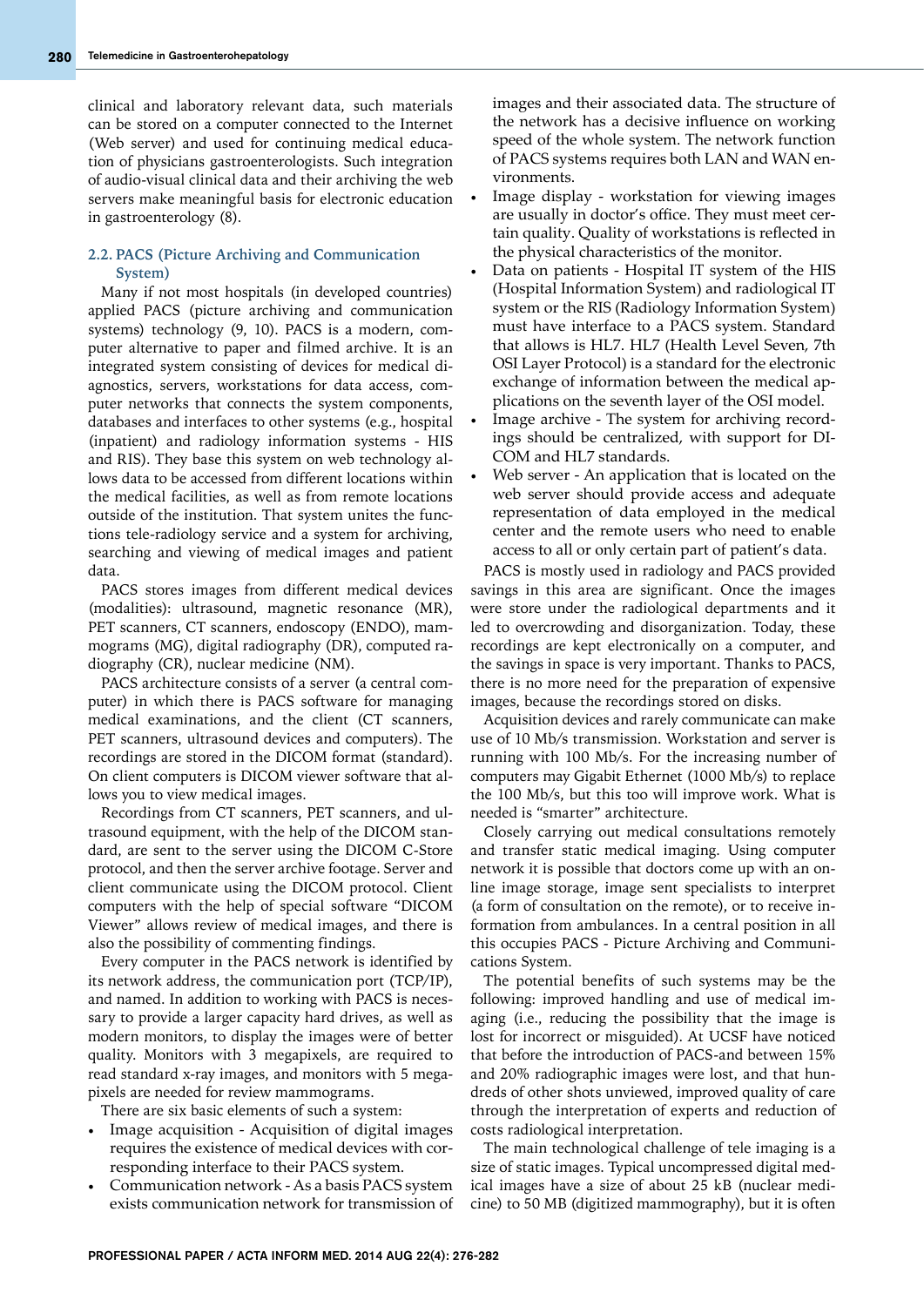clinical and laboratory relevant data, such materials can be stored on a computer connected to the Internet (Web server) and used for continuing medical education of physicians gastroenterologists. Such integration of audio-visual clinical data and their archiving the web servers make meaningful basis for electronic education in gastroenterology (8).

### 2.2. PACS (Picture Archiving and Communication System)

Many if not most hospitals (in developed countries) applied PACS (picture archiving and communication systems) technology (9, 10). PACS is a modern, computer alternative to paper and filmed archive. It is an integrated system consisting of devices for medical diagnostics, servers, workstations for data access, computer networks that connects the system components, databases and interfaces to other systems (e.g., hospital (inpatient) and radiology information systems - HIS and RIS). They base this system on web technology allows data to be accessed from different locations within the medical facilities, as well as from remote locations outside of the institution. That system unites the functions tele-radiology service and a system for archiving, searching and viewing of medical images and patient data.

PACS stores images from different medical devices (modalities): ultrasound, magnetic resonance (MR), PET scanners, CT scanners, endoscopy (ENDO), mammograms (MG), digital radiography (DR), computed radiography (CR), nuclear medicine (NM).

PACS architecture consists of a server (a central computer) in which there is PACS software for managing medical examinations, and the client (CT scanners, PET scanners, ultrasound devices and computers). The recordings are stored in the DICOM format (standard). On client computers is DICOM viewer software that allows you to view medical images.

Recordings from CT scanners, PET scanners, and ultrasound equipment, with the help of the DICOM standard, are sent to the server using the DICOM C-Store protocol, and then the server archive footage. Server and client communicate using the DICOM protocol. Client computers with the help of special software "DICOM Viewer" allows review of medical images, and there is also the possibility of commenting findings.

Every computer in the PACS network is identified by its network address, the communication port (TCP/IP), and named. In addition to working with PACS is necessary to provide a larger capacity hard drives, as well as modern monitors, to display the images were of better quality. Monitors with 3 megapixels, are required to read standard x-ray images, and monitors with 5 megapixels are needed for review mammograms.

There are six basic elements of such a system:

- Image acquisition - Acquisition of digital images requires the existence of medical devices with corresponding interface to their PACS system.
- Communication network - As a basis PACS system exists communication network for transmission of images and their associated data. The structure of the network has a decisive influence on working speed of the whole system. The network function of PACS systems requires both LAN and WAN environments.
- Image display - workstation for viewing images are usually in doctor's office. They must meet certain quality. Quality of workstations is reflected in the physical characteristics of the monitor.
- Data on patients - Hospital IT system of the HIS (Hospital Information System) and radiological IT system or the RIS (Radiology Information System) must have interface to a PACS system. Standard that allows is HL7. HL7 (Health Level Seven, 7th OSI Layer Protocol) is a standard for the electronic exchange of information between the medical applications on the seventh layer of the OSI model.
- Image archive - The system for archiving recordings should be centralized, with support for DICOM and HL7 standards.
- Web server - An application that is located on the web server should provide access and adequate representation of data employed in the medical center and the remote users who need to enable access to all or only certain part of patient's data.

PACS is mostly used in radiology and PACS provided savings in this area are significant. Once the images were store under the radiological departments and it led to overcrowding and disorganization. Today, these recordings are kept electronically on a computer, and the savings in space is very important. Thanks to PACS, there is no more need for the preparation of expensive images, because the recordings stored on disks.

Acquisition devices and rarely communicate can make use of 10 Mb/s transmission. Workstation and server is running with 100 Mb/s. For the increasing number of computers may Gigabit Ethernet (1000 Mb/s) to replace the 100 Mb/s, but this too will improve work. What is needed is "smarter" architecture.

Closely carrying out medical consultations remotely and transfer static medical imaging. Using computer network it is possible that doctors come up with an online image storage, image sent specialists to interpret (a form of consultation on the remote), or to receive information from ambulances. In a central position in all this occupies PACS - Picture Archiving and Communications System.

The potential benefits of such systems may be the following: improved handling and use of medical imaging (i.e., reducing the possibility that the image is lost for incorrect or misguided). At UCSF have noticed that before the introduction of PACS-and between 15% and 20% radiographic images were lost, and that hundreds of other shots unviewed, improved quality of care through the interpretation of experts and reduction of costs radiological interpretation.

The main technological challenge of tele imaging is a size of static images. Typical uncompressed digital medical images have a size of about 25 kB (nuclear medicine) to 50 MB (digitized mammography), but it is often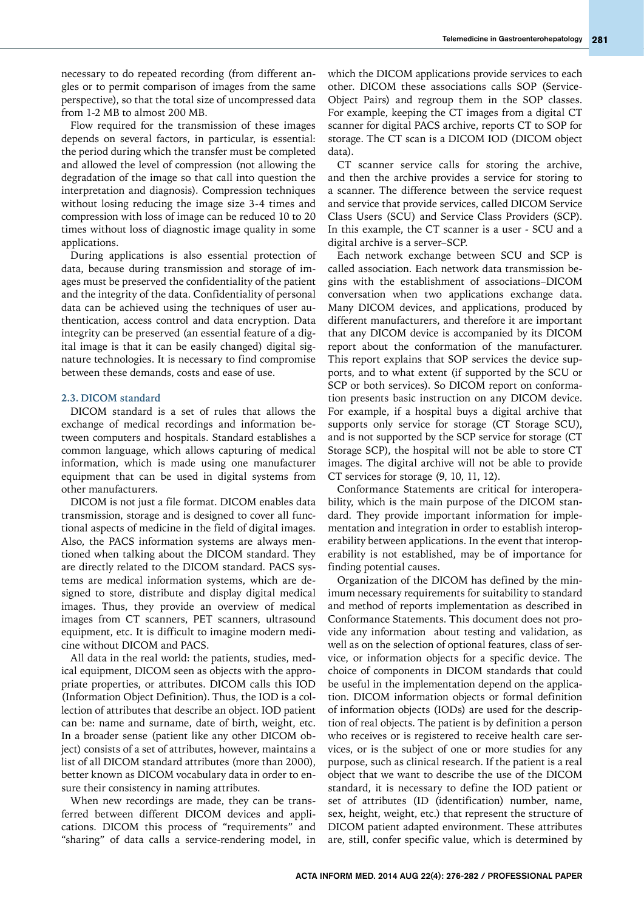necessary to do repeated recording (from different angles or to permit comparison of images from the same perspective), so that the total size of uncompressed data from 1-2 MB to almost 200 MB.

Flow required for the transmission of these images depends on several factors, in particular, is essential: the period during which the transfer must be completed and allowed the level of compression (not allowing the degradation of the image so that call into question the interpretation and diagnosis). Compression techniques without losing reducing the image size 3-4 times and compression with loss of image can be reduced 10 to 20 times without loss of diagnostic image quality in some applications.

During applications is also essential protection of data, because during transmission and storage of images must be preserved the confidentiality of the patient and the integrity of the data. Confidentiality of personal data can be achieved using the techniques of user authentication, access control and data encryption. Data integrity can be preserved (an essential feature of a digital image is that it can be easily changed) digital signature technologies. It is necessary to find compromise between these demands, costs and ease of use.

### 2.3. DICOM standard

DICOM standard is a set of rules that allows the exchange of medical recordings and information between computers and hospitals. Standard establishes a common language, which allows capturing of medical information, which is made using one manufacturer equipment that can be used in digital systems from other manufacturers.

DICOM is not just a file format. DICOM enables data transmission, storage and is designed to cover all functional aspects of medicine in the field of digital images. Also, the PACS information systems are always mentioned when talking about the DICOM standard. They are directly related to the DICOM standard. PACS systems are medical information systems, which are designed to store, distribute and display digital medical images. Thus, they provide an overview of medical images from CT scanners, PET scanners, ultrasound equipment, etc. It is difficult to imagine modern medicine without DICOM and PACS.

All data in the real world: the patients, studies, medical equipment, DICOM seen as objects with the appropriate properties, or attributes. DICOM calls this IOD (Information Object Definition). Thus, the IOD is a collection of attributes that describe an object. IOD patient can be: name and surname, date of birth, weight, etc. In a broader sense (patient like any other DICOM object) consists of a set of attributes, however, maintains a list of all DICOM standard attributes (more than 2000), better known as DICOM vocabulary data in order to ensure their consistency in naming attributes.

When new recordings are made, they can be transferred between different DICOM devices and applications. DICOM this process of "requirements" and "sharing" of data calls a service-rendering model, in which the DICOM applications provide services to each other. DICOM these associations calls SOP (Service-Object Pairs) and regroup them in the SOP classes. For example, keeping the CT images from a digital CT scanner for digital PACS archive, reports CT to SOP for storage. The CT scan is a DICOM IOD (DICOM object data).

CT scanner service calls for storing the archive, and then the archive provides a service for storing to a scanner. The difference between the service request and service that provide services, called DICOM Service Class Users (SCU) and Service Class Providers (SCP). In this example, the CT scanner is a user - SCU and a digital archive is a server–SCP.

Each network exchange between SCU and SCP is called association. Each network data transmission begins with the establishment of associations–DICOM conversation when two applications exchange data. Many DICOM devices, and applications, produced by different manufacturers, and therefore it are important that any DICOM device is accompanied by its DICOM report about the conformation of the manufacturer. This report explains that SOP services the device supports, and to what extent (if supported by the SCU or SCP or both services). So DICOM report on conformation presents basic instruction on any DICOM device. For example, if a hospital buys a digital archive that supports only service for storage (CT Storage SCU), and is not supported by the SCP service for storage (CT Storage SCP), the hospital will not be able to store CT images. The digital archive will not be able to provide CT services for storage (9, 10, 11, 12).

Conformance Statements are critical for interoperability, which is the main purpose of the DICOM standard. They provide important information for implementation and integration in order to establish interoperability between applications. In the event that interoperability is not established, may be of importance for finding potential causes.

Organization of the DICOM has defined by the minimum necessary requirements for suitability to standard and method of reports implementation as described in Conformance Statements. This document does not provide any information about testing and validation, as well as on the selection of optional features, class of service, or information objects for a specific device. The choice of components in DICOM standards that could be useful in the implementation depend on the application. DICOM information objects or formal definition of information objects (IODs) are used for the description of real objects. The patient is by definition a person who receives or is registered to receive health care services, or is the subject of one or more studies for any purpose, such as clinical research. If the patient is a real object that we want to describe the use of the DICOM standard, it is necessary to define the IOD patient or set of attributes (ID (identification) number, name, sex, height, weight, etc.) that represent the structure of DICOM patient adapted environment. These attributes are, still, confer specific value, which is determined by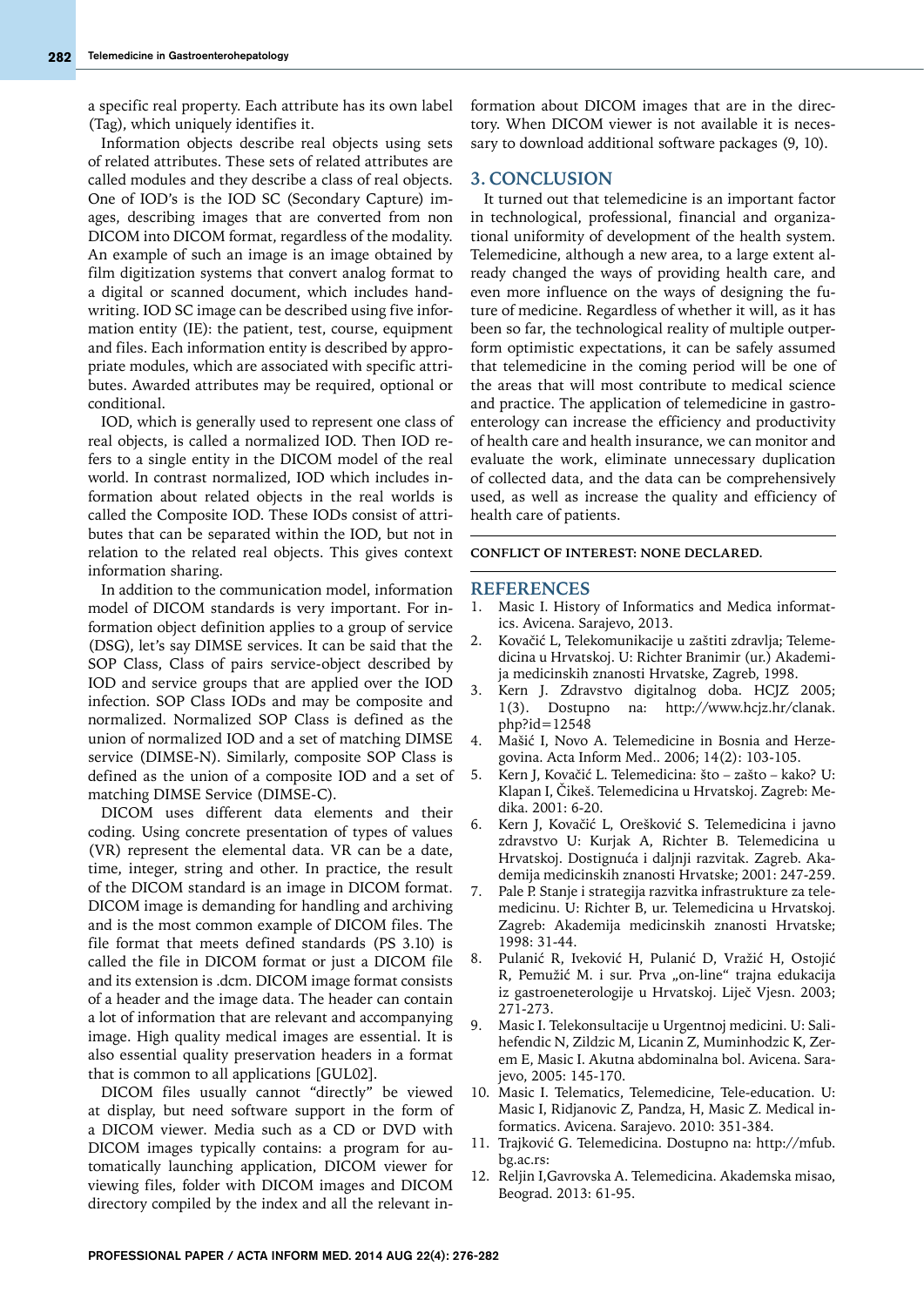a specific real property. Each attribute has its own label (Tag), which uniquely identifies it.

Information objects describe real objects using sets of related attributes. These sets of related attributes are called modules and they describe a class of real objects. One of IOD's is the IOD SC (Secondary Capture) images, describing images that are converted from non DICOM into DICOM format, regardless of the modality. An example of such an image is an image obtained by film digitization systems that convert analog format to a digital or scanned document, which includes handwriting. IOD SC image can be described using five information entity (IE): the patient, test, course, equipment and files. Each information entity is described by appropriate modules, which are associated with specific attributes. Awarded attributes may be required, optional or conditional.

IOD, which is generally used to represent one class of real objects, is called a normalized IOD. Then IOD refers to a single entity in the DICOM model of the real world. In contrast normalized, IOD which includes information about related objects in the real worlds is called the Composite IOD. These IODs consist of attributes that can be separated within the IOD, but not in relation to the related real objects. This gives context information sharing.

In addition to the communication model, information model of DICOM standards is very important. For information object definition applies to a group of service (DSG), let's say DIMSE services. It can be said that the SOP Class, Class of pairs service-object described by IOD and service groups that are applied over the IOD infection. SOP Class IODs and may be composite and normalized. Normalized SOP Class is defined as the union of normalized IOD and a set of matching DIMSE service (DIMSE-N). Similarly, composite SOP Class is defined as the union of a composite IOD and a set of matching DIMSE Service (DIMSE-C).

DICOM uses different data elements and their coding. Using concrete presentation of types of values (VR) represent the elemental data. VR can be a date, time, integer, string and other. In practice, the result of the DICOM standard is an image in DICOM format. DICOM image is demanding for handling and archiving and is the most common example of DICOM files. The file format that meets defined standards (PS 3.10) is called the file in DICOM format or just a DICOM file and its extension is .dcm. DICOM image format consists of a header and the image data. The header can contain a lot of information that are relevant and accompanying image. High quality medical images are essential. It is also essential quality preservation headers in a format that is common to all applications [GUL02].

DICOM files usually cannot "directly" be viewed at display, but need software support in the form of a DICOM viewer. Media such as a CD or DVD with DICOM images typically contains: a program for automatically launching application, DICOM viewer for viewing files, folder with DICOM images and DICOM directory compiled by the index and all the relevant information about DICOM images that are in the directory. When DICOM viewer is not available it is necessary to download additional software packages (9, 10).

## 3. CONCLUSION

It turned out that telemedicine is an important factor in technological, professional, financial and organizational uniformity of development of the health system. Telemedicine, although a new area, to a large extent already changed the ways of providing health care, and even more influence on the ways of designing the future of medicine. Regardless of whether it will, as it has been so far, the technological reality of multiple outperform optimistic expectations, it can be safely assumed that telemedicine in the coming period will be one of the areas that will most contribute to medical science and practice. The application of telemedicine in gastroenterology can increase the efficiency and productivity of health care and health insurance, we can monitor and evaluate the work, eliminate unnecessary duplication of collected data, and the data can be comprehensively used, as well as increase the quality and efficiency of health care of patients.

**CONFLICT OF INTEREST: NONE DECLARED.**

## REFERENCES

1. Masic I. History of Informatics and Medica informatics. Avicena. Sarajevo, 2013.
2. Kovačić L, Telekomunikacije u zaštiti zdravlja; Telemedicina u Hrvatskoj. U: Richter Branimir (ur.) Akademija medicinskih znanosti Hrvatske, Zagreb, 1998.
3. Kern J. Zdravstvo digitalnog doba. HCJZ 2005; 1(3). Dostupno na: http://www.hcjz.hr/clanak.php?id=12548
4. Mašić I, Novo A. Telemedicine in Bosnia and Herzegovina. Acta Inform Med.. 2006; 14(2): 103-105.
5. Kern J, Kovačić L. Telemedicina: što – zašto – kako? U: Klapan I, Čikeš. Telemedicina u Hrvatskoj. Zagreb: Medika. 2001: 6-20.
6. Kern J, Kovačić L, Orešković S. Telemedicina i javno zdravstvo U: Kurjak A, Richter B. Telemedicina u Hrvatskoj. Dostignuća i daljnji razvitak. Zagreb. Akademija medicinskih znanosti Hrvatske; 2001: 247-259.
7. Pale P. Stanje i strategija razvitka infrastrukture za telemedicinu. U: Richter B, ur. Telemedicina u Hrvatskoj. Zagreb: Akademija medicinskih znanosti Hrvatske; 1998: 31-44.
8. Pulanić R, Iveković H, Pulanić D, Vražić H, Ostojić R, Pemužić M. i sur. Prva „on-line" trajna edukacija iz gastroeneterologije u Hrvatskoj. Liječ Vjesn. 2003; 271-273.
9. Masic I. Telekonsultacije u Urgentnoj medicini. U: Salihefendic N, Zildzic M, Licanin Z, Muminhodzic K, Zerem E, Masic I. Akutna abdominalna bol. Avicena. Sarajevo, 2005: 145-170.
10. Masic I. Telematics, Telemedicine, Tele-education. U: Masic I, Ridjanovic Z, Pandza, H, Masic Z. Medical informatics. Avicena. Sarajevo. 2010: 351-384.
11. Trajković G. Telemedicina. Dostupno na: http://mfub.bg.ac.rs:
12. Reljin I,Gavrovska A. Telemedicina. Akademska misao, Beograd. 2013: 61-95.